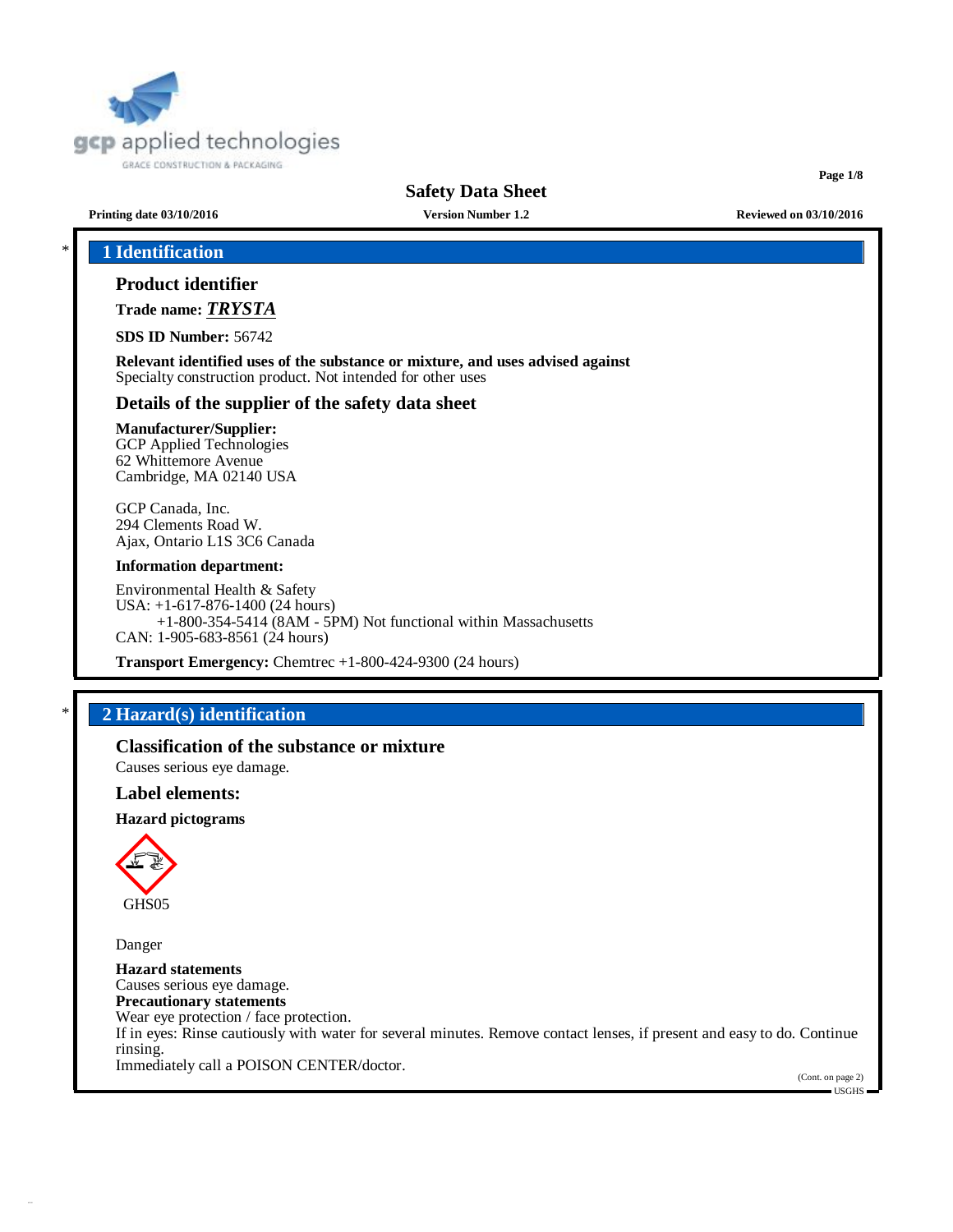# Safety Data Sheet

**Printing date 03/10/2016** | **Version Number 1.2** | **Reviewed on 03/10/2016**

## * 1 Identification

### Product identifier

**Trade name:** ***TRYSTA***

**SDS ID Number:** 56742

**Relevant identified uses of the substance or mixture, and uses advised against**
Specialty construction product. Not intended for other uses

### Details of the supplier of the safety data sheet

**Manufacturer/Supplier:**
GCP Applied Technologies
62 Whittemore Avenue
Cambridge, MA 02140 USA

GCP Canada, Inc.
294 Clements Road W.
Ajax, Ontario L1S 3C6 Canada

**Information department:**

Environmental Health & Safety
USA: +1-617-876-1400 (24 hours)
+1-800-354-5414 (8AM - 5PM) Not functional within Massachusetts
CAN: 1-905-683-8561 (24 hours)

**Transport Emergency:** Chemtrec +1-800-424-9300 (24 hours)

## * 2 Hazard(s) identification

### Classification of the substance or mixture

Causes serious eye damage.

### Label elements:

**Hazard pictograms**

GHS05

Danger

**Hazard statements**
Causes serious eye damage.
**Precautionary statements**
Wear eye protection / face protection.
If in eyes: Rinse cautiously with water for several minutes. Remove contact lenses, if present and easy to do. Continue rinsing.
Immediately call a POISON CENTER/doctor.

(Cont. on page 2)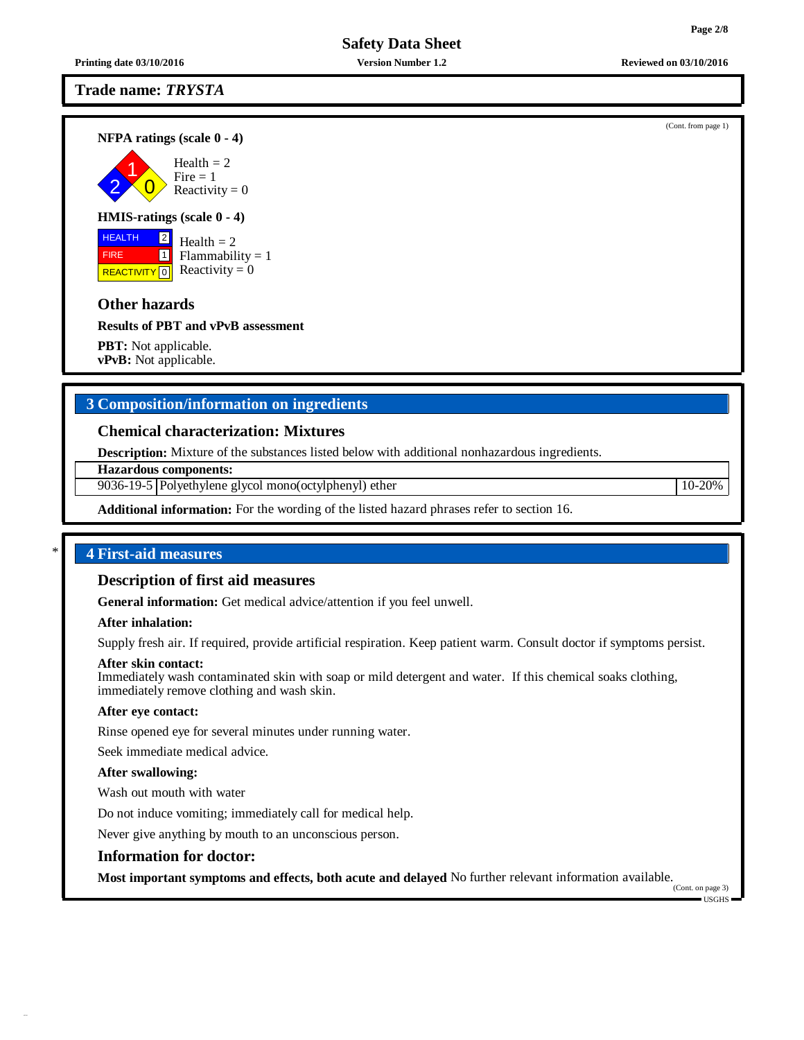Trade name: *TRYSTA*

(Cont. from page 1)

**NFPA ratings (scale 0 - 4)**

Health = 2
Fire = 1
Reactivity = 0

**HMIS-ratings (scale 0 - 4)**

| HEALTH | 2 |
|---|---|
| FIRE | 1 |
| REACTIVITY | 0 |

Health = 2
Flammability = 1
Reactivity = 0

### Other hazards

**Results of PBT and vPvB assessment**

**PBT:** Not applicable.
**vPvB:** Not applicable.

## 3 Composition/information on ingredients

### Chemical characterization: Mixtures

**Description:** Mixture of the substances listed below with additional nonhazardous ingredients.

| Hazardous components: | | |
|---|---|---|
| 9036-19-5 | Polyethylene glycol mono(octylphenyl) ether | 10-20% |

**Additional information:** For the wording of the listed hazard phrases refer to section 16.

## * 4 First-aid measures

### Description of first aid measures

**General information:** Get medical advice/attention if you feel unwell.

**After inhalation:**

Supply fresh air. If required, provide artificial respiration. Keep patient warm. Consult doctor if symptoms persist.

**After skin contact:**
Immediately wash contaminated skin with soap or mild detergent and water. If this chemical soaks clothing, immediately remove clothing and wash skin.

**After eye contact:**

Rinse opened eye for several minutes under running water.

Seek immediate medical advice.

**After swallowing:**

Wash out mouth with water

Do not induce vomiting; immediately call for medical help.

Never give anything by mouth to an unconscious person.

### Information for doctor:

**Most important symptoms and effects, both acute and delayed** No further relevant information available.

(Cont. on page 3)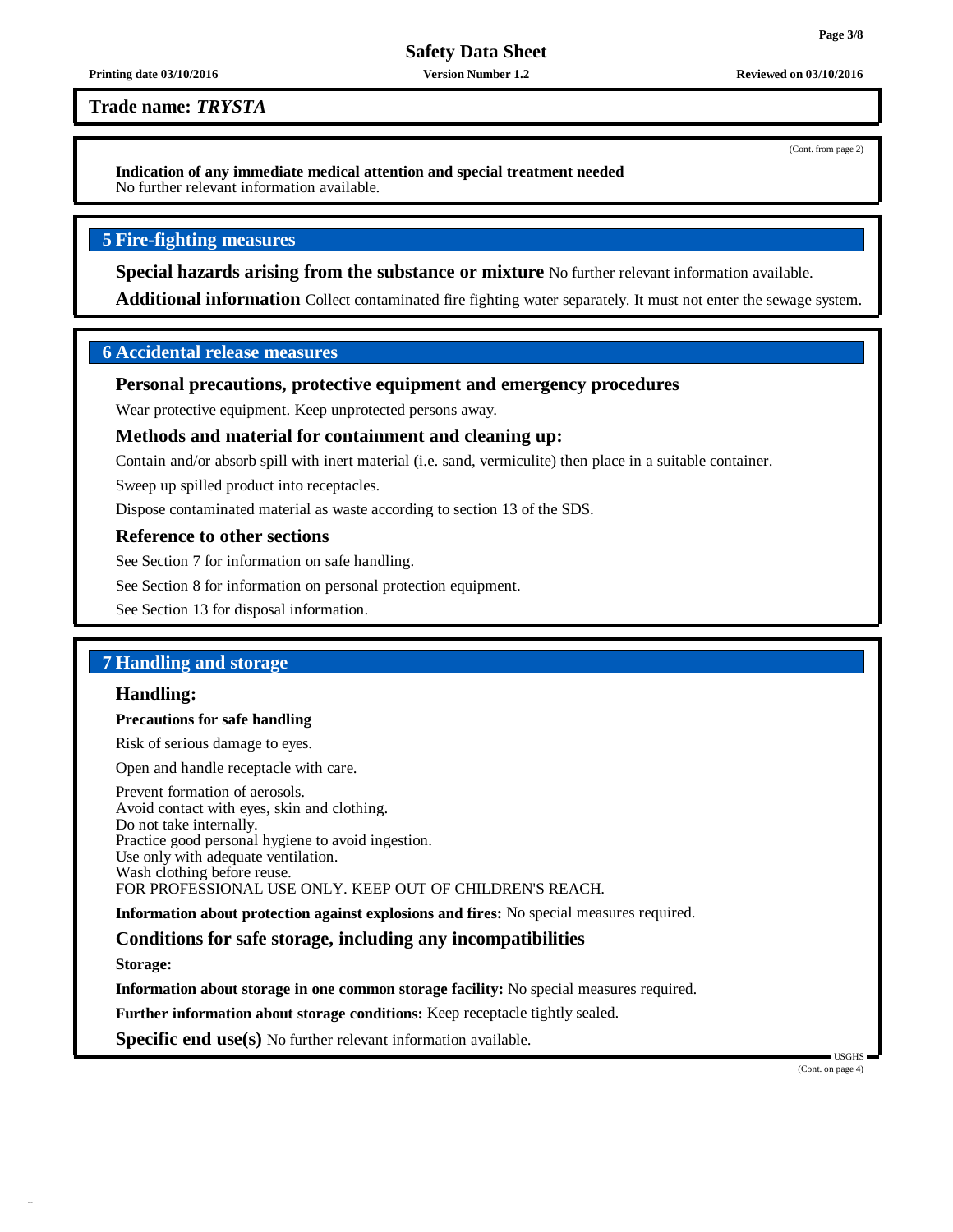**Trade name: *TRYSTA***

(Cont. from page 2)

**Indication of any immediate medical attention and special treatment needed**
No further relevant information available.

## 5 Fire-fighting measures

**Special hazards arising from the substance or mixture** No further relevant information available.

**Additional information** Collect contaminated fire fighting water separately. It must not enter the sewage system.

## 6 Accidental release measures

### Personal precautions, protective equipment and emergency procedures

Wear protective equipment. Keep unprotected persons away.

### Methods and material for containment and cleaning up:

Contain and/or absorb spill with inert material (i.e. sand, vermiculite) then place in a suitable container.

Sweep up spilled product into receptacles.

Dispose contaminated material as waste according to section 13 of the SDS.

### Reference to other sections

See Section 7 for information on safe handling.

See Section 8 for information on personal protection equipment.

See Section 13 for disposal information.

## 7 Handling and storage

### Handling:

**Precautions for safe handling**

Risk of serious damage to eyes.

Open and handle receptacle with care.

Prevent formation of aerosols.
Avoid contact with eyes, skin and clothing.
Do not take internally.
Practice good personal hygiene to avoid ingestion.
Use only with adequate ventilation.
Wash clothing before reuse.
FOR PROFESSIONAL USE ONLY. KEEP OUT OF CHILDREN'S REACH.

**Information about protection against explosions and fires:** No special measures required.

### Conditions for safe storage, including any incompatibilities

**Storage:**

**Information about storage in one common storage facility:** No special measures required.

**Further information about storage conditions:** Keep receptacle tightly sealed.

**Specific end use(s)** No further relevant information available.

(Cont. on page 4)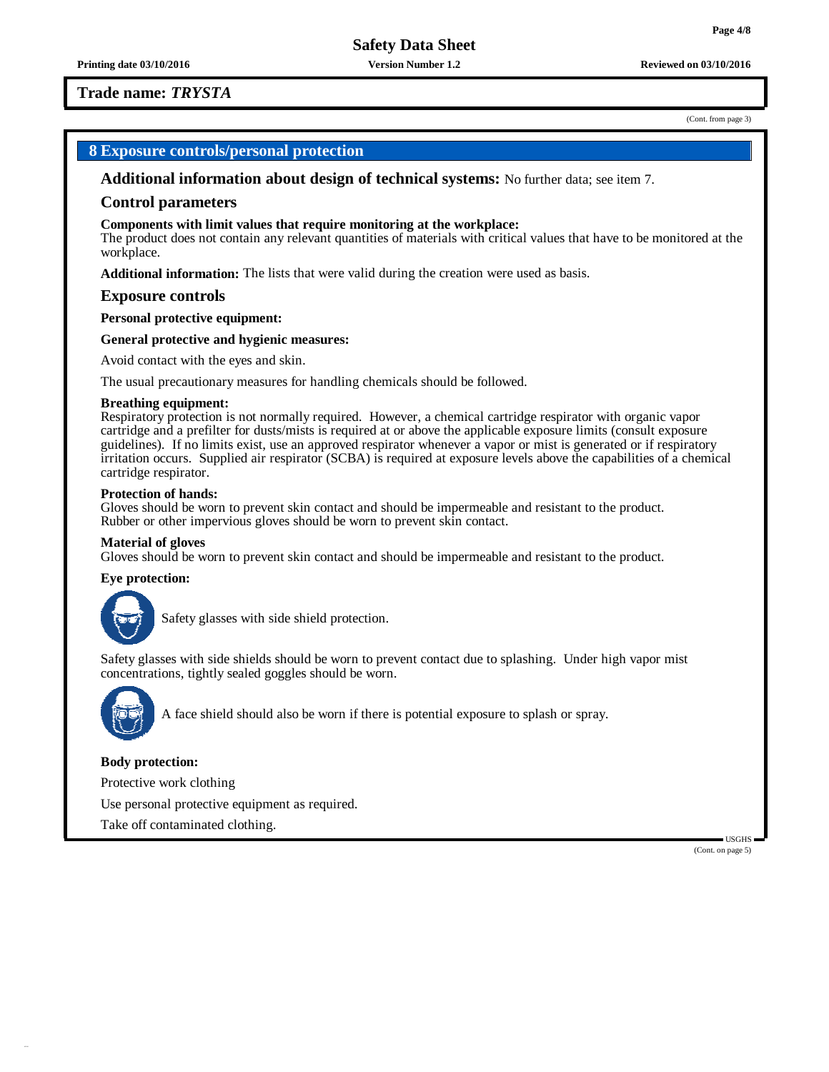**Trade name: *TRYSTA***

(Cont. from page 3)

## 8 Exposure controls/personal protection

### Additional information about design of technical systems: No further data; see item 7.

### Control parameters

**Components with limit values that require monitoring at the workplace:**
The product does not contain any relevant quantities of materials with critical values that have to be monitored at the workplace.

**Additional information:** The lists that were valid during the creation were used as basis.

### Exposure controls

**Personal protective equipment:**

**General protective and hygienic measures:**

Avoid contact with the eyes and skin.

The usual precautionary measures for handling chemicals should be followed.

**Breathing equipment:**
Respiratory protection is not normally required. However, a chemical cartridge respirator with organic vapor cartridge and a prefilter for dusts/mists is required at or above the applicable exposure limits (consult exposure guidelines). If no limits exist, use an approved respirator whenever a vapor or mist is generated or if respiratory irritation occurs. Supplied air respirator (SCBA) is required at exposure levels above the capabilities of a chemical cartridge respirator.

**Protection of hands:**
Gloves should be worn to prevent skin contact and should be impermeable and resistant to the product.
Rubber or other impervious gloves should be worn to prevent skin contact.

**Material of gloves**
Gloves should be worn to prevent skin contact and should be impermeable and resistant to the product.

**Eye protection:**

Safety glasses with side shield protection.

Safety glasses with side shields should be worn to prevent contact due to splashing. Under high vapor mist concentrations, tightly sealed goggles should be worn.

A face shield should also be worn if there is potential exposure to splash or spray.

**Body protection:**

Protective work clothing

Use personal protective equipment as required.

Take off contaminated clothing.

USGHS

(Cont. on page 5)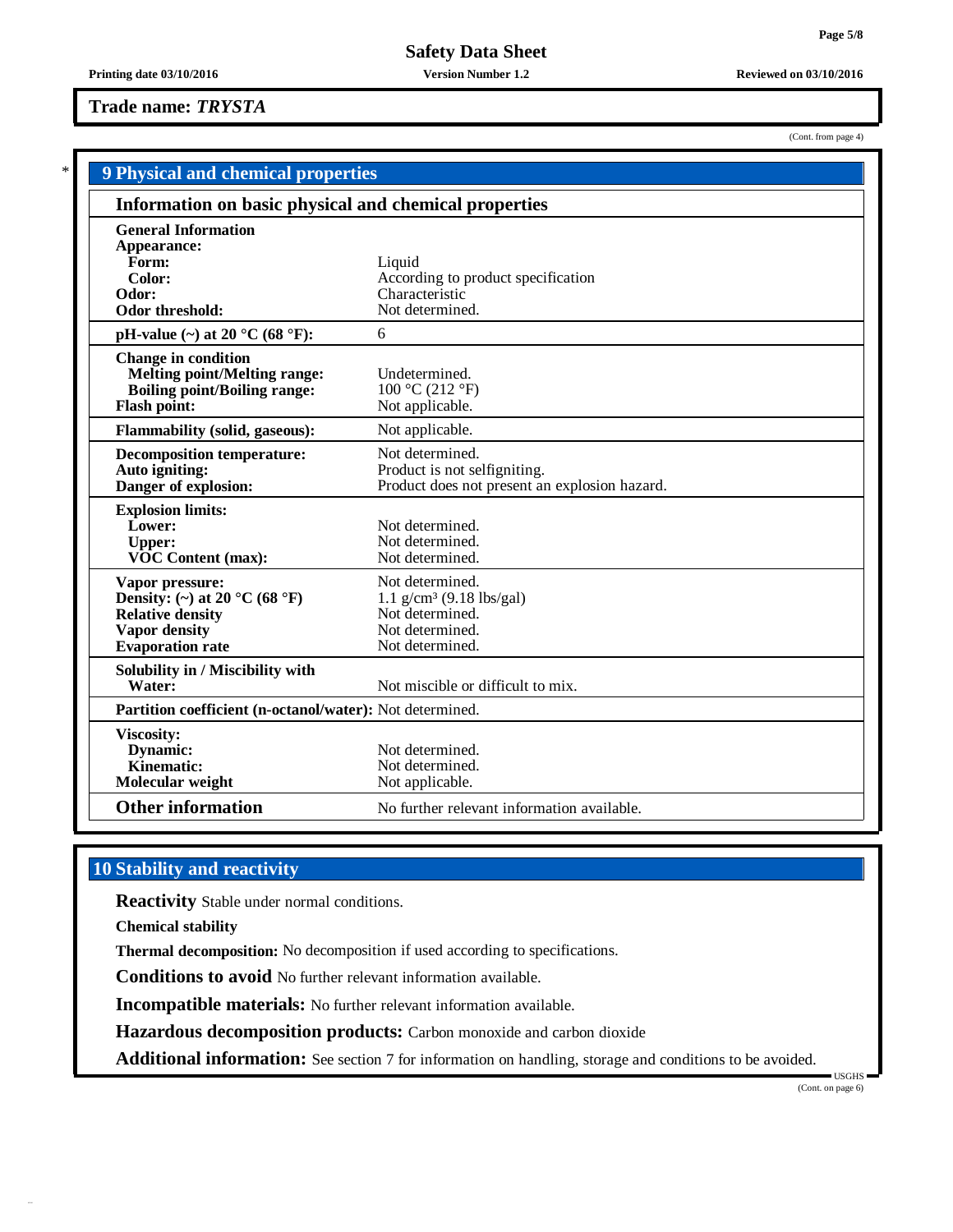**Trade name: *TRYSTA***

(Cont. from page 4)

## * 9 Physical and chemical properties

### Information on basic physical and chemical properties

| | |
|---|---|
| **General Information** | |
| **Appearance:** | |
| **Form:** | Liquid |
| **Color:** | According to product specification |
| **Odor:** | Characteristic |
| **Odor threshold:** | Not determined. |
| **pH-value (~) at 20 °C (68 °F):** | 6 |
| **Change in condition** | |
| **Melting point/Melting range:** | Undetermined. |
| **Boiling point/Boiling range:** | 100 °C (212 °F) |
| **Flash point:** | Not applicable. |
| **Flammability (solid, gaseous):** | Not applicable. |
| **Decomposition temperature:** | Not determined. |
| **Auto igniting:** | Product is not selfigniting. |
| **Danger of explosion:** | Product does not present an explosion hazard. |
| **Explosion limits:** | |
| **Lower:** | Not determined. |
| **Upper:** | Not determined. |
| **VOC Content (max):** | Not determined. |
| **Vapor pressure:** | Not determined. |
| **Density: (~) at 20 °C (68 °F)** | 1.1 g/cm³ (9.18 lbs/gal) |
| **Relative density** | Not determined. |
| **Vapor density** | Not determined. |
| **Evaporation rate** | Not determined. |
| **Solubility in / Miscibility with** | |
| **Water:** | Not miscible or difficult to mix. |
| **Partition coefficient (n-octanol/water):** | Not determined. |
| **Viscosity:** | |
| **Dynamic:** | Not determined. |
| **Kinematic:** | Not determined. |
| **Molecular weight** | Not applicable. |
| **Other information** | No further relevant information available. |

## 10 Stability and reactivity

**Reactivity** Stable under normal conditions.

**Chemical stability**

**Thermal decomposition:** No decomposition if used according to specifications.

**Conditions to avoid** No further relevant information available.

**Incompatible materials:** No further relevant information available.

**Hazardous decomposition products:** Carbon monoxide and carbon dioxide

**Additional information:** See section 7 for information on handling, storage and conditions to be avoided.

(Cont. on page 6)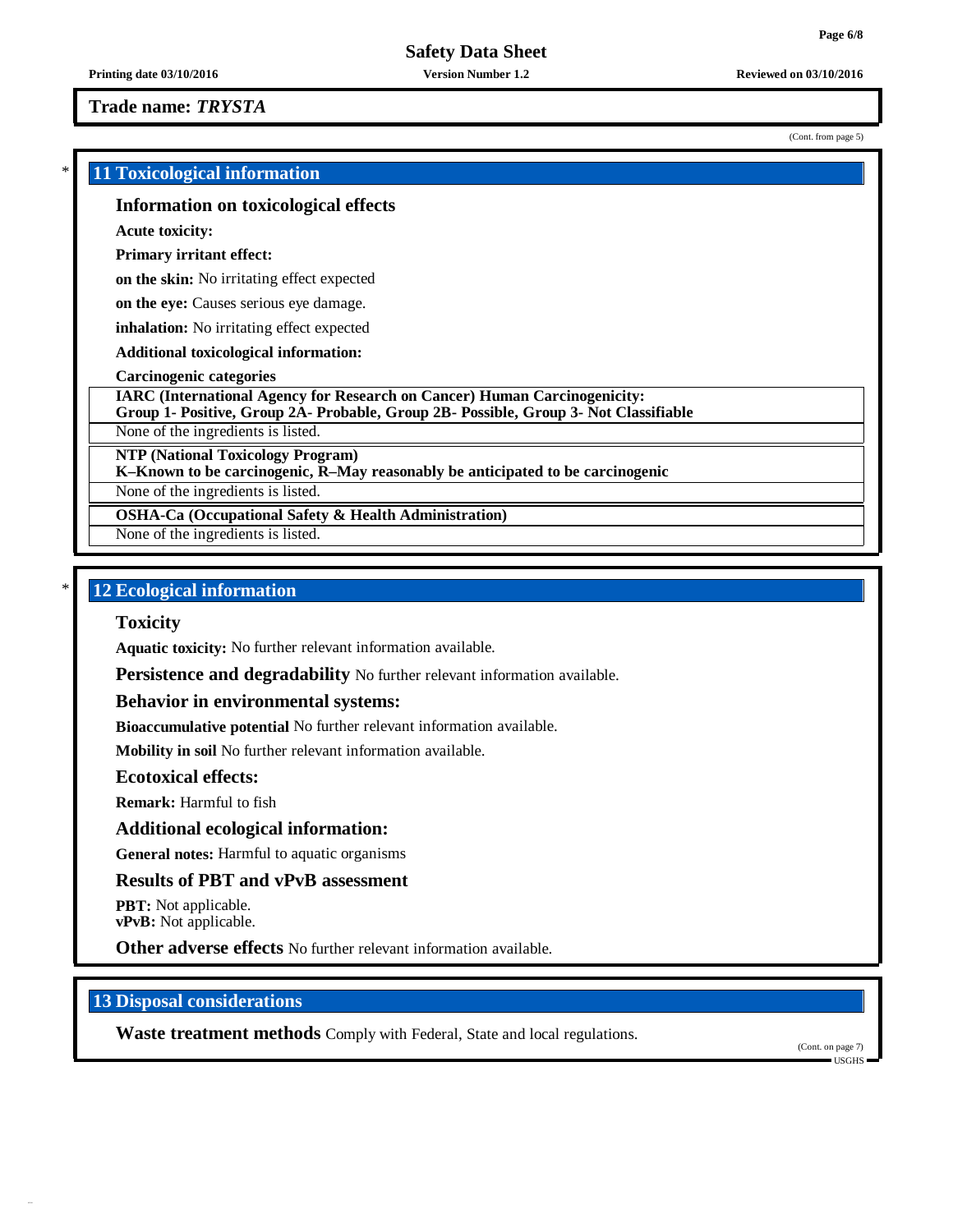## Trade name: *TRYSTA*

(Cont. from page 5)

## 11 Toxicological information

### Information on toxicological effects

**Acute toxicity:**

**Primary irritant effect:**

**on the skin:** No irritating effect expected

**on the eye:** Causes serious eye damage.

**inhalation:** No irritating effect expected

**Additional toxicological information:**

**Carcinogenic categories**

**IARC (International Agency for Research on Cancer) Human Carcinogenicity:**
**Group 1- Positive, Group 2A- Probable, Group 2B- Possible, Group 3- Not Classifiable**

None of the ingredients is listed.

**NTP (National Toxicology Program)**
**K–Known to be carcinogenic, R–May reasonably be anticipated to be carcinogenic**

None of the ingredients is listed.

**OSHA-Ca (Occupational Safety & Health Administration)**

None of the ingredients is listed.

## 12 Ecological information

### Toxicity

**Aquatic toxicity:** No further relevant information available.

**Persistence and degradability** No further relevant information available.

### Behavior in environmental systems:

**Bioaccumulative potential** No further relevant information available.

**Mobility in soil** No further relevant information available.

### Ecotoxical effects:

**Remark:** Harmful to fish

### Additional ecological information:

**General notes:** Harmful to aquatic organisms

### Results of PBT and vPvB assessment

**PBT:** Not applicable.
**vPvB:** Not applicable.

**Other adverse effects** No further relevant information available.

## 13 Disposal considerations

**Waste treatment methods** Comply with Federal, State and local regulations.

(Cont. on page 7)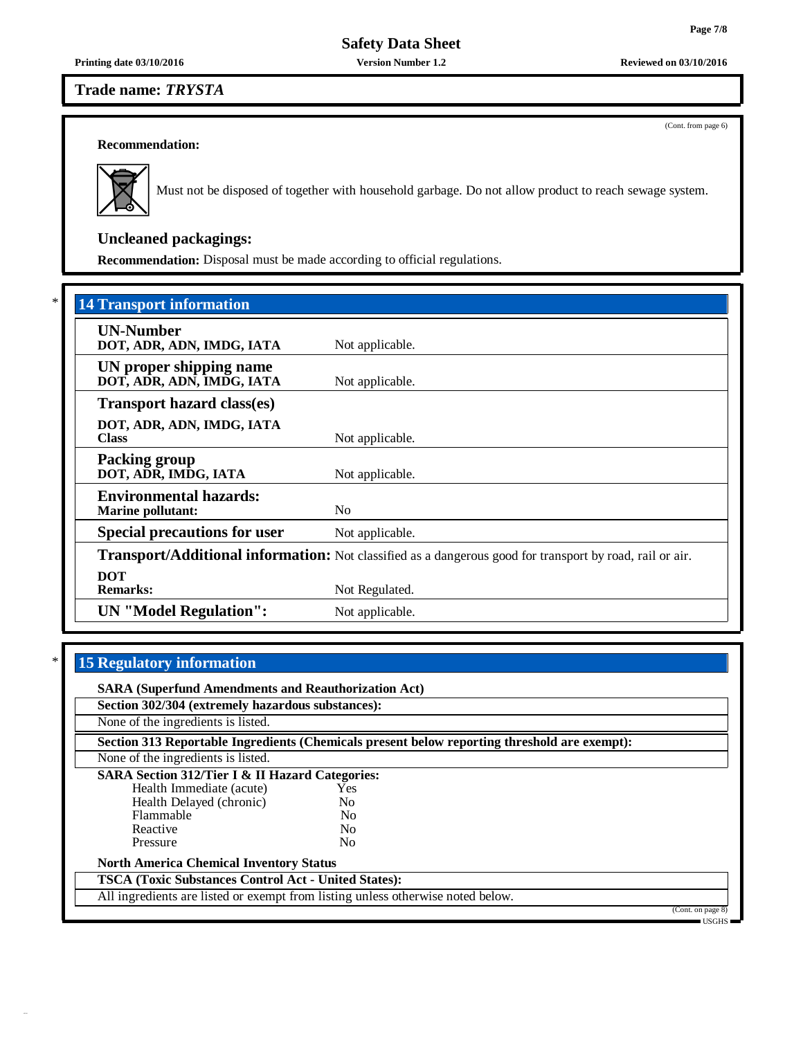**Trade name: *TRYSTA***

(Cont. from page 6)

**Recommendation:**

Must not be disposed of together with household garbage. Do not allow product to reach sewage system.

### Uncleaned packagings:

**Recommendation:** Disposal must be made according to official regulations.

## * 14 Transport information

| | |
|---|---|
| **UN-Number**<br>**DOT, ADR, ADN, IMDG, IATA** | Not applicable. |
| **UN proper shipping name**<br>**DOT, ADR, ADN, IMDG, IATA** | Not applicable. |
| **Transport hazard class(es)**<br>**DOT, ADR, ADN, IMDG, IATA**<br>**Class** | Not applicable. |
| **Packing group**<br>**DOT, ADR, IMDG, IATA** | Not applicable. |
| **Environmental hazards:**<br>**Marine pollutant:** | No |
| **Special precautions for user** | Not applicable. |
| **Transport/Additional information:** | Not classified as a dangerous good for transport by road, rail or air. |
| **DOT**<br>**Remarks:** | Not Regulated. |
| **UN "Model Regulation":** | Not applicable. |

## * 15 Regulatory information

**SARA (Superfund Amendments and Reauthorization Act)**

**Section 302/304 (extremely hazardous substances):**

None of the ingredients is listed.

**Section 313 Reportable Ingredients (Chemicals present below reporting threshold are exempt):**

None of the ingredients is listed.

**SARA Section 312/Tier I & II Hazard Categories:**

| | |
|---|---|
| Health Immediate (acute) | Yes |
| Health Delayed (chronic) | No |
| Flammable | No |
| Reactive | No |
| Pressure | No |

**North America Chemical Inventory Status**

**TSCA (Toxic Substances Control Act - United States):**

All ingredients are listed or exempt from listing unless otherwise noted below.

(Cont. on page 8)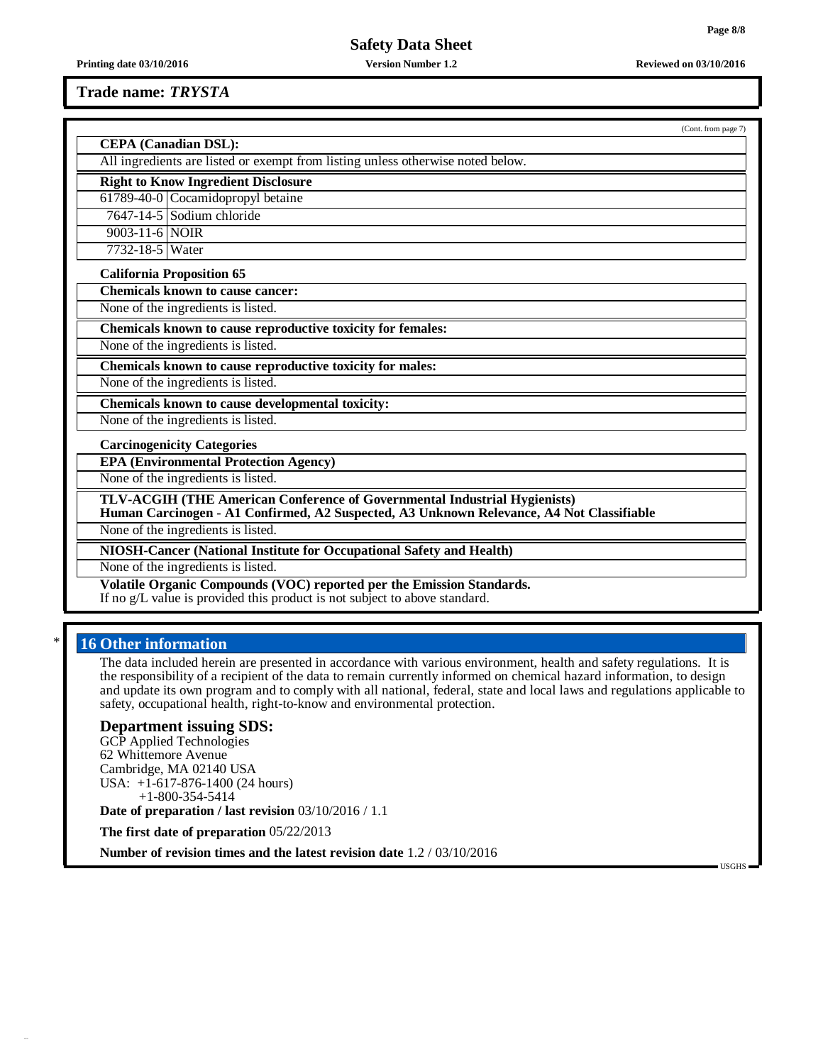**Trade name:** ***TRYSTA***

(Cont. from page 7)

**CEPA (Canadian DSL):**

All ingredients are listed or exempt from listing unless otherwise noted below.

**Right to Know Ingredient Disclosure**

| | |
|---|---|
| 61789-40-0 | Cocamidopropyl betaine |
| 7647-14-5 | Sodium chloride |
| 9003-11-6 | NOIR |
| 7732-18-5 | Water |

**California Proposition 65**

**Chemicals known to cause cancer:**

None of the ingredients is listed.

**Chemicals known to cause reproductive toxicity for females:**

None of the ingredients is listed.

**Chemicals known to cause reproductive toxicity for males:**

None of the ingredients is listed.

**Chemicals known to cause developmental toxicity:**

None of the ingredients is listed.

**Carcinogenicity Categories**

**EPA (Environmental Protection Agency)**

None of the ingredients is listed.

**TLV-ACGIH (THE American Conference of Governmental Industrial Hygienists)**
**Human Carcinogen - A1 Confirmed, A2 Suspected, A3 Unknown Relevance, A4 Not Classifiable**

None of the ingredients is listed.

**NIOSH-Cancer (National Institute for Occupational Safety and Health)**

None of the ingredients is listed.

**Volatile Organic Compounds (VOC) reported per the Emission Standards.**
If no g/L value is provided this product is not subject to above standard.

## * 16 Other information

The data included herein are presented in accordance with various environment, health and safety regulations. It is the responsibility of a recipient of the data to remain currently informed on chemical hazard information, to design and update its own program and to comply with all national, federal, state and local laws and regulations applicable to safety, occupational health, right-to-know and environmental protection.

### Department issuing SDS:

GCP Applied Technologies
62 Whittemore Avenue
Cambridge, MA 02140 USA
USA: +1-617-876-1400 (24 hours)
+1-800-354-5414

**Date of preparation / last revision** 03/10/2016 / 1.1

**The first date of preparation** 05/22/2013

**Number of revision times and the latest revision date** 1.2 / 03/10/2016